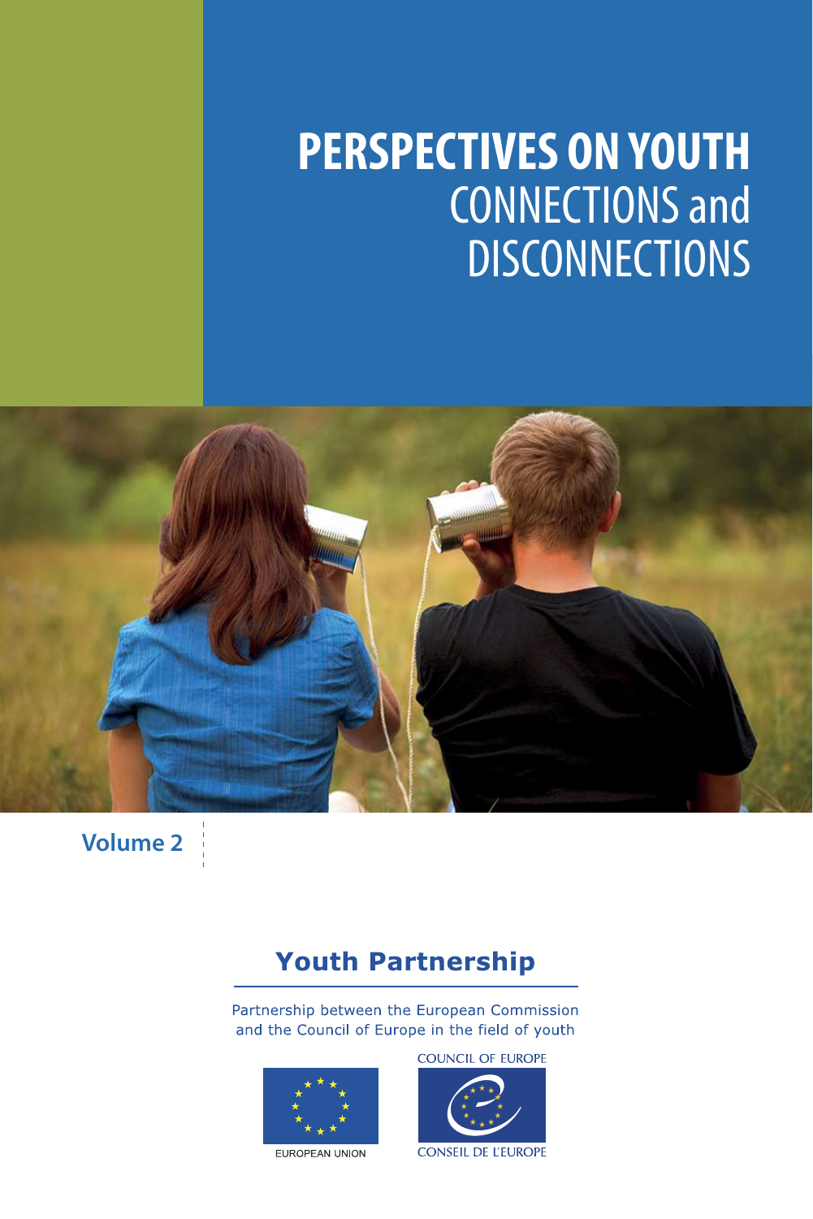# PERSPECTIVES ON YOUTH

## CONNECTIONS and DISCONNECTIONS

**Volume 2**

**Youth Partnership**

Partnership between the European Commission and the Council of Europe in the field of youth

EUROPEAN UNION

COUNCIL OF EUROPE

CONSEIL DE L'EUROPE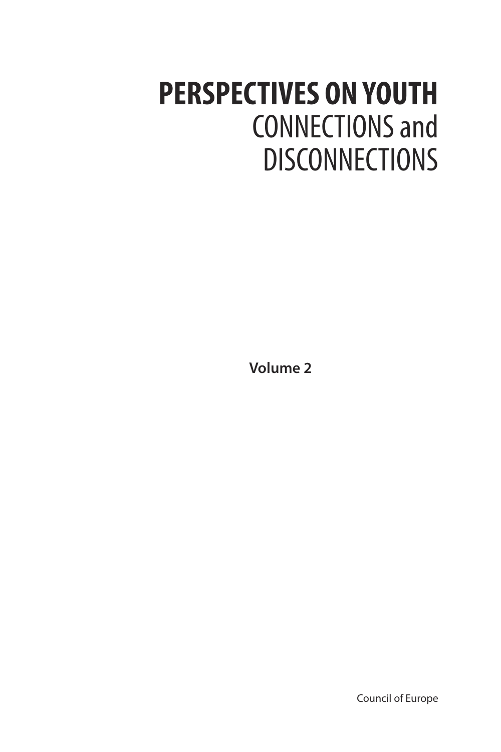# PERSPECTIVES ON YOUTH

CONNECTIONS and DISCONNECTIONS

**Volume 2**

Council of Europe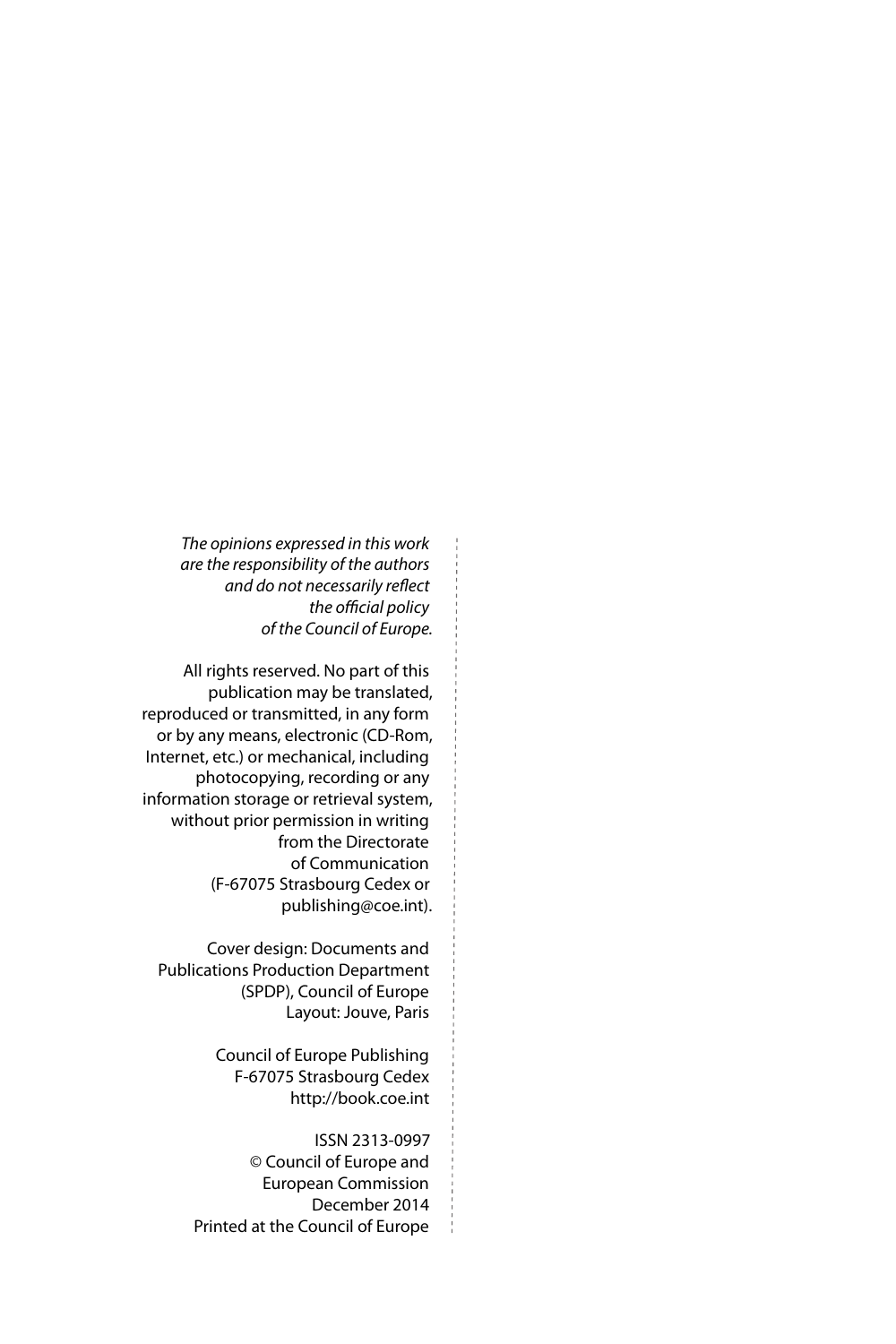*The opinions expressed in this work are the responsibility of the authors and do not necessarily reflect the official policy of the Council of Europe.*

All rights reserved. No part of this publication may be translated, reproduced or transmitted, in any form or by any means, electronic (CD-Rom, Internet, etc.) or mechanical, including photocopying, recording or any information storage or retrieval system, without prior permission in writing from the Directorate of Communication (F-67075 Strasbourg Cedex or publishing@coe.int).

Cover design: Documents and Publications Production Department (SPDP), Council of Europe
Layout: Jouve, Paris

Council of Europe Publishing
F-67075 Strasbourg Cedex
http://book.coe.int

ISSN 2313-0997
© Council of Europe and European Commission
December 2014
Printed at the Council of Europe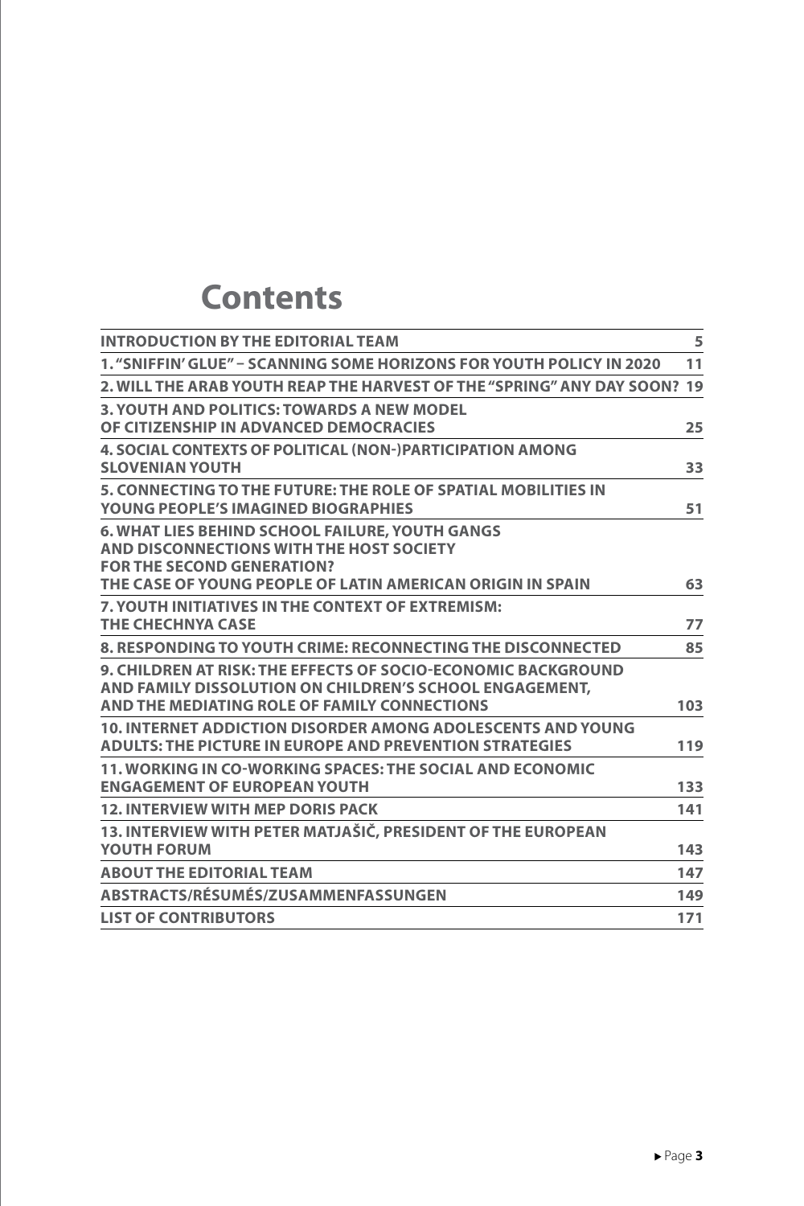# Contents

| | |
|---|---|
| **INTRODUCTION BY THE EDITORIAL TEAM** | **5** |
| **1. "SNIFFIN' GLUE" – SCANNING SOME HORIZONS FOR YOUTH POLICY IN 2020** | **11** |
| **2. WILL THE ARAB YOUTH REAP THE HARVEST OF THE "SPRING" ANY DAY SOON?** | **19** |
| **3. YOUTH AND POLITICS: TOWARDS A NEW MODEL OF CITIZENSHIP IN ADVANCED DEMOCRACIES** | **25** |
| **4. SOCIAL CONTEXTS OF POLITICAL (NON-)PARTICIPATION AMONG SLOVENIAN YOUTH** | **33** |
| **5. CONNECTING TO THE FUTURE: THE ROLE OF SPATIAL MOBILITIES IN YOUNG PEOPLE'S IMAGINED BIOGRAPHIES** | **51** |
| **6. WHAT LIES BEHIND SCHOOL FAILURE, YOUTH GANGS AND DISCONNECTIONS WITH THE HOST SOCIETY FOR THE SECOND GENERATION? THE CASE OF YOUNG PEOPLE OF LATIN AMERICAN ORIGIN IN SPAIN** | **63** |
| **7. YOUTH INITIATIVES IN THE CONTEXT OF EXTREMISM: THE CHECHNYA CASE** | **77** |
| **8. RESPONDING TO YOUTH CRIME: RECONNECTING THE DISCONNECTED** | **85** |
| **9. CHILDREN AT RISK: THE EFFECTS OF SOCIO-ECONOMIC BACKGROUND AND FAMILY DISSOLUTION ON CHILDREN'S SCHOOL ENGAGEMENT, AND THE MEDIATING ROLE OF FAMILY CONNECTIONS** | **103** |
| **10. INTERNET ADDICTION DISORDER AMONG ADOLESCENTS AND YOUNG ADULTS: THE PICTURE IN EUROPE AND PREVENTION STRATEGIES** | **119** |
| **11. WORKING IN CO-WORKING SPACES: THE SOCIAL AND ECONOMIC ENGAGEMENT OF EUROPEAN YOUTH** | **133** |
| **12. INTERVIEW WITH MEP DORIS PACK** | **141** |
| **13. INTERVIEW WITH PETER MATJAŠIČ, PRESIDENT OF THE EUROPEAN YOUTH FORUM** | **143** |
| **ABOUT THE EDITORIAL TEAM** | **147** |
| **ABSTRACTS/RÉSUMÉS/ZUSAMMENFASSUNGEN** | **149** |
| **LIST OF CONTRIBUTORS** | **171** |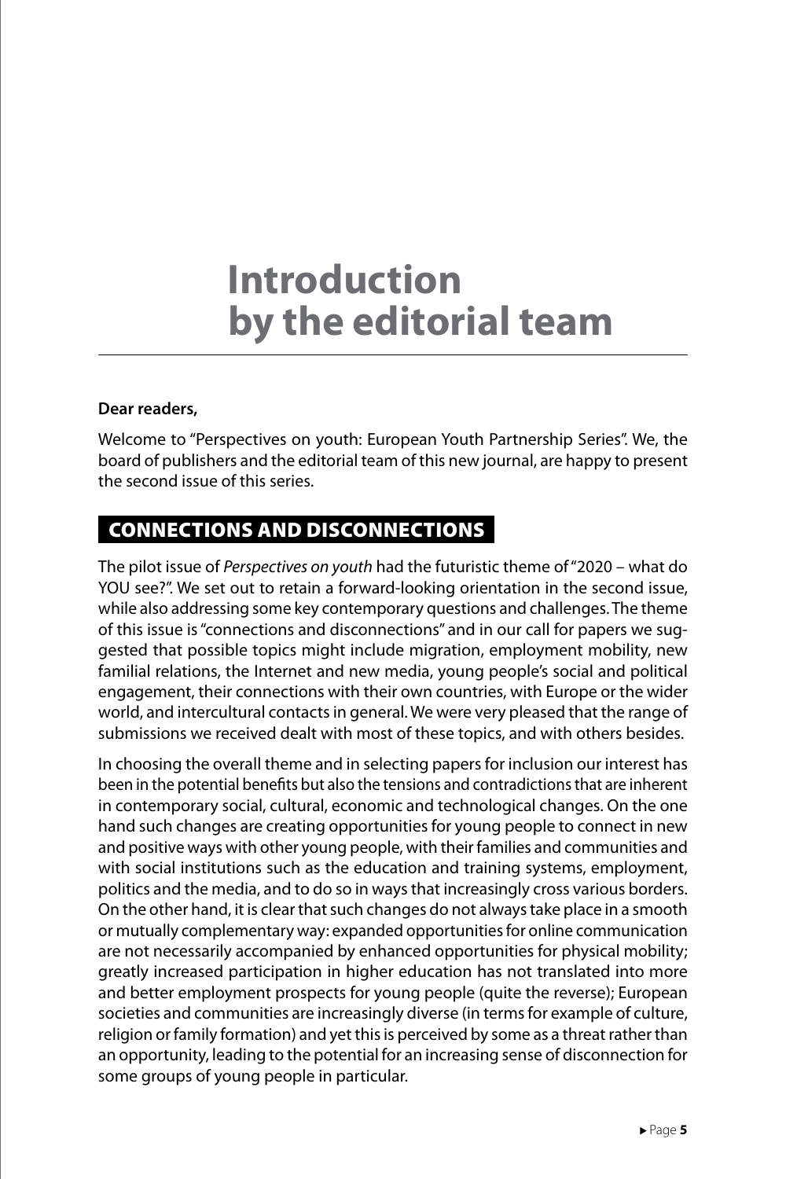# Introduction by the editorial team

**Dear readers,**

Welcome to "Perspectives on youth: European Youth Partnership Series". We, the board of publishers and the editorial team of this new journal, are happy to present the second issue of this series.

## CONNECTIONS AND DISCONNECTIONS

The pilot issue of *Perspectives on youth* had the futuristic theme of "2020 – what do YOU see?". We set out to retain a forward-looking orientation in the second issue, while also addressing some key contemporary questions and challenges. The theme of this issue is "connections and disconnections" and in our call for papers we suggested that possible topics might include migration, employment mobility, new familial relations, the Internet and new media, young people's social and political engagement, their connections with their own countries, with Europe or the wider world, and intercultural contacts in general. We were very pleased that the range of submissions we received dealt with most of these topics, and with others besides.

In choosing the overall theme and in selecting papers for inclusion our interest has been in the potential benefits but also the tensions and contradictions that are inherent in contemporary social, cultural, economic and technological changes. On the one hand such changes are creating opportunities for young people to connect in new and positive ways with other young people, with their families and communities and with social institutions such as the education and training systems, employment, politics and the media, and to do so in ways that increasingly cross various borders. On the other hand, it is clear that such changes do not always take place in a smooth or mutually complementary way: expanded opportunities for online communication are not necessarily accompanied by enhanced opportunities for physical mobility; greatly increased participation in higher education has not translated into more and better employment prospects for young people (quite the reverse); European societies and communities are increasingly diverse (in terms for example of culture, religion or family formation) and yet this is perceived by some as a threat rather than an opportunity, leading to the potential for an increasing sense of disconnection for some groups of young people in particular.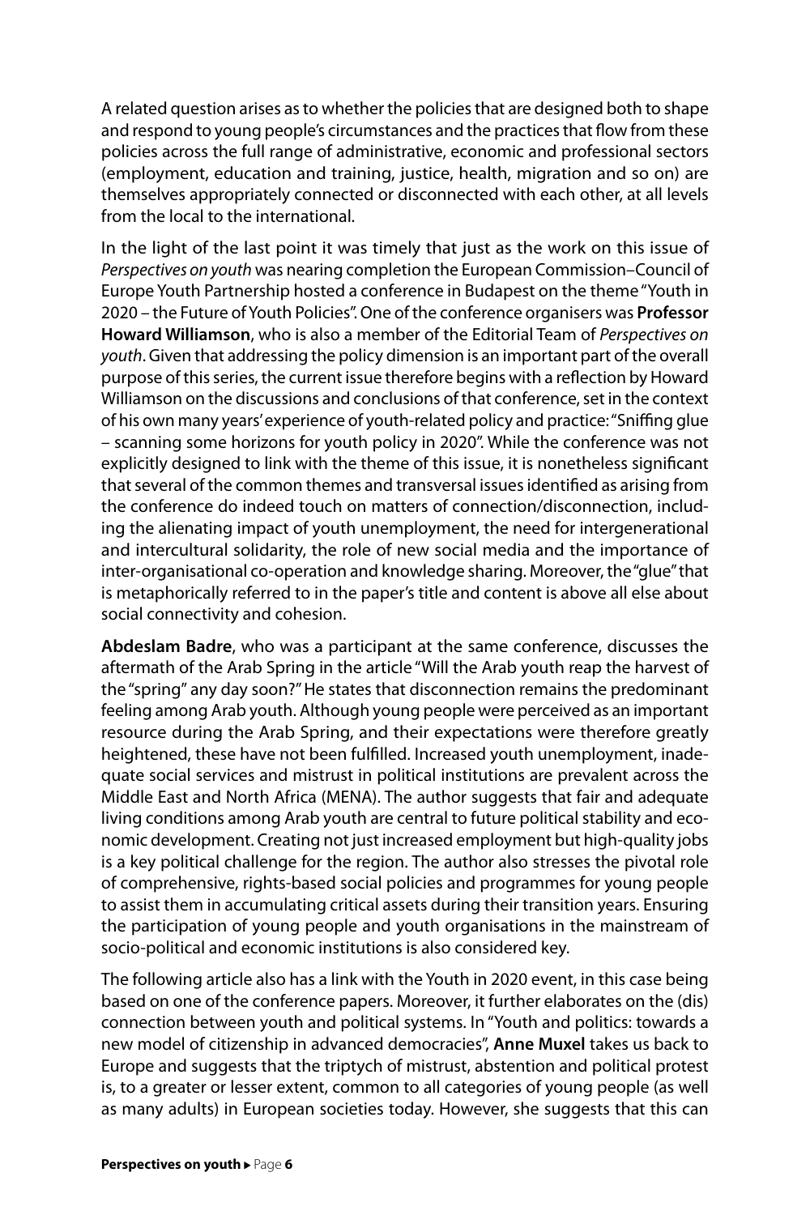A related question arises as to whether the policies that are designed both to shape and respond to young people's circumstances and the practices that flow from these policies across the full range of administrative, economic and professional sectors (employment, education and training, justice, health, migration and so on) are themselves appropriately connected or disconnected with each other, at all levels from the local to the international.

In the light of the last point it was timely that just as the work on this issue of *Perspectives on youth* was nearing completion the European Commission–Council of Europe Youth Partnership hosted a conference in Budapest on the theme "Youth in 2020 – the Future of Youth Policies". One of the conference organisers was **Professor Howard Williamson**, who is also a member of the Editorial Team of *Perspectives on youth*. Given that addressing the policy dimension is an important part of the overall purpose of this series, the current issue therefore begins with a reflection by Howard Williamson on the discussions and conclusions of that conference, set in the context of his own many years' experience of youth-related policy and practice: "Sniffing glue – scanning some horizons for youth policy in 2020". While the conference was not explicitly designed to link with the theme of this issue, it is nonetheless significant that several of the common themes and transversal issues identified as arising from the conference do indeed touch on matters of connection/disconnection, including the alienating impact of youth unemployment, the need for intergenerational and intercultural solidarity, the role of new social media and the importance of inter-organisational co-operation and knowledge sharing. Moreover, the "glue" that is metaphorically referred to in the paper's title and content is above all else about social connectivity and cohesion.

**Abdeslam Badre**, who was a participant at the same conference, discusses the aftermath of the Arab Spring in the article "Will the Arab youth reap the harvest of the "spring" any day soon?" He states that disconnection remains the predominant feeling among Arab youth. Although young people were perceived as an important resource during the Arab Spring, and their expectations were therefore greatly heightened, these have not been fulfilled. Increased youth unemployment, inadequate social services and mistrust in political institutions are prevalent across the Middle East and North Africa (MENA). The author suggests that fair and adequate living conditions among Arab youth are central to future political stability and economic development. Creating not just increased employment but high-quality jobs is a key political challenge for the region. The author also stresses the pivotal role of comprehensive, rights-based social policies and programmes for young people to assist them in accumulating critical assets during their transition years. Ensuring the participation of young people and youth organisations in the mainstream of socio-political and economic institutions is also considered key.

The following article also has a link with the Youth in 2020 event, in this case being based on one of the conference papers. Moreover, it further elaborates on the (dis) connection between youth and political systems. In "Youth and politics: towards a new model of citizenship in advanced democracies", **Anne Muxel** takes us back to Europe and suggests that the triptych of mistrust, abstention and political protest is, to a greater or lesser extent, common to all categories of young people (as well as many adults) in European societies today. However, she suggests that this can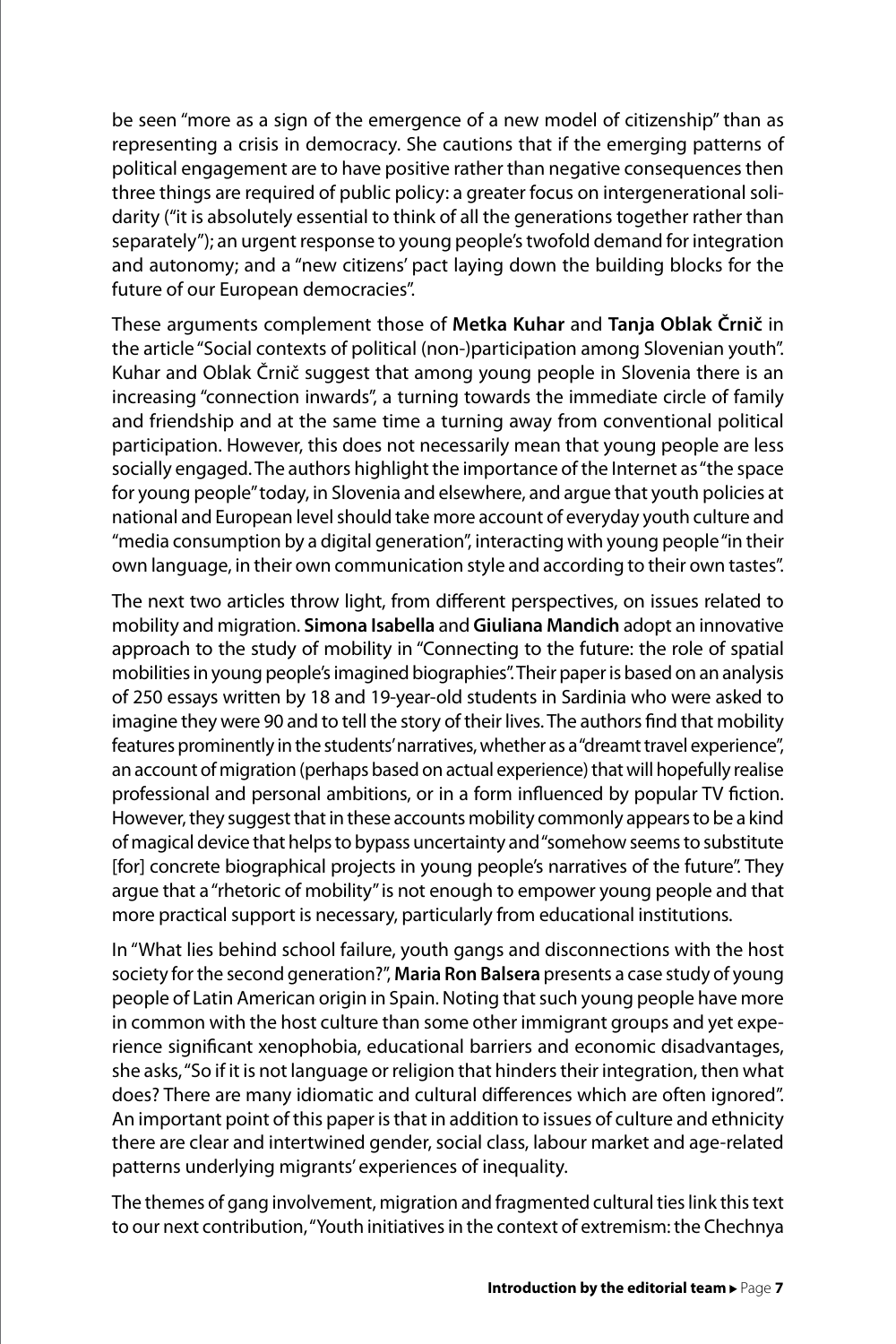be seen "more as a sign of the emergence of a new model of citizenship" than as representing a crisis in democracy. She cautions that if the emerging patterns of political engagement are to have positive rather than negative consequences then three things are required of public policy: a greater focus on intergenerational solidarity ("it is absolutely essential to think of all the generations together rather than separately"); an urgent response to young people's twofold demand for integration and autonomy; and a "new citizens' pact laying down the building blocks for the future of our European democracies".

These arguments complement those of **Metka Kuhar** and **Tanja Oblak Črnič** in the article "Social contexts of political (non-)participation among Slovenian youth". Kuhar and Oblak Črnič suggest that among young people in Slovenia there is an increasing "connection inwards", a turning towards the immediate circle of family and friendship and at the same time a turning away from conventional political participation. However, this does not necessarily mean that young people are less socially engaged. The authors highlight the importance of the Internet as "the space for young people" today, in Slovenia and elsewhere, and argue that youth policies at national and European level should take more account of everyday youth culture and "media consumption by a digital generation", interacting with young people "in their own language, in their own communication style and according to their own tastes".

The next two articles throw light, from different perspectives, on issues related to mobility and migration. **Simona Isabella** and **Giuliana Mandich** adopt an innovative approach to the study of mobility in "Connecting to the future: the role of spatial mobilities in young people's imagined biographies". Their paper is based on an analysis of 250 essays written by 18 and 19-year-old students in Sardinia who were asked to imagine they were 90 and to tell the story of their lives. The authors find that mobility features prominently in the students' narratives, whether as a "dreamt travel experience", an account of migration (perhaps based on actual experience) that will hopefully realise professional and personal ambitions, or in a form influenced by popular TV fiction. However, they suggest that in these accounts mobility commonly appears to be a kind of magical device that helps to bypass uncertainty and "somehow seems to substitute [for] concrete biographical projects in young people's narratives of the future". They argue that a "rhetoric of mobility" is not enough to empower young people and that more practical support is necessary, particularly from educational institutions.

In "What lies behind school failure, youth gangs and disconnections with the host society for the second generation?", **Maria Ron Balsera** presents a case study of young people of Latin American origin in Spain. Noting that such young people have more in common with the host culture than some other immigrant groups and yet experience significant xenophobia, educational barriers and economic disadvantages, she asks, "So if it is not language or religion that hinders their integration, then what does? There are many idiomatic and cultural differences which are often ignored". An important point of this paper is that in addition to issues of culture and ethnicity there are clear and intertwined gender, social class, labour market and age-related patterns underlying migrants' experiences of inequality.

The themes of gang involvement, migration and fragmented cultural ties link this text to our next contribution, "Youth initiatives in the context of extremism: the Chechnya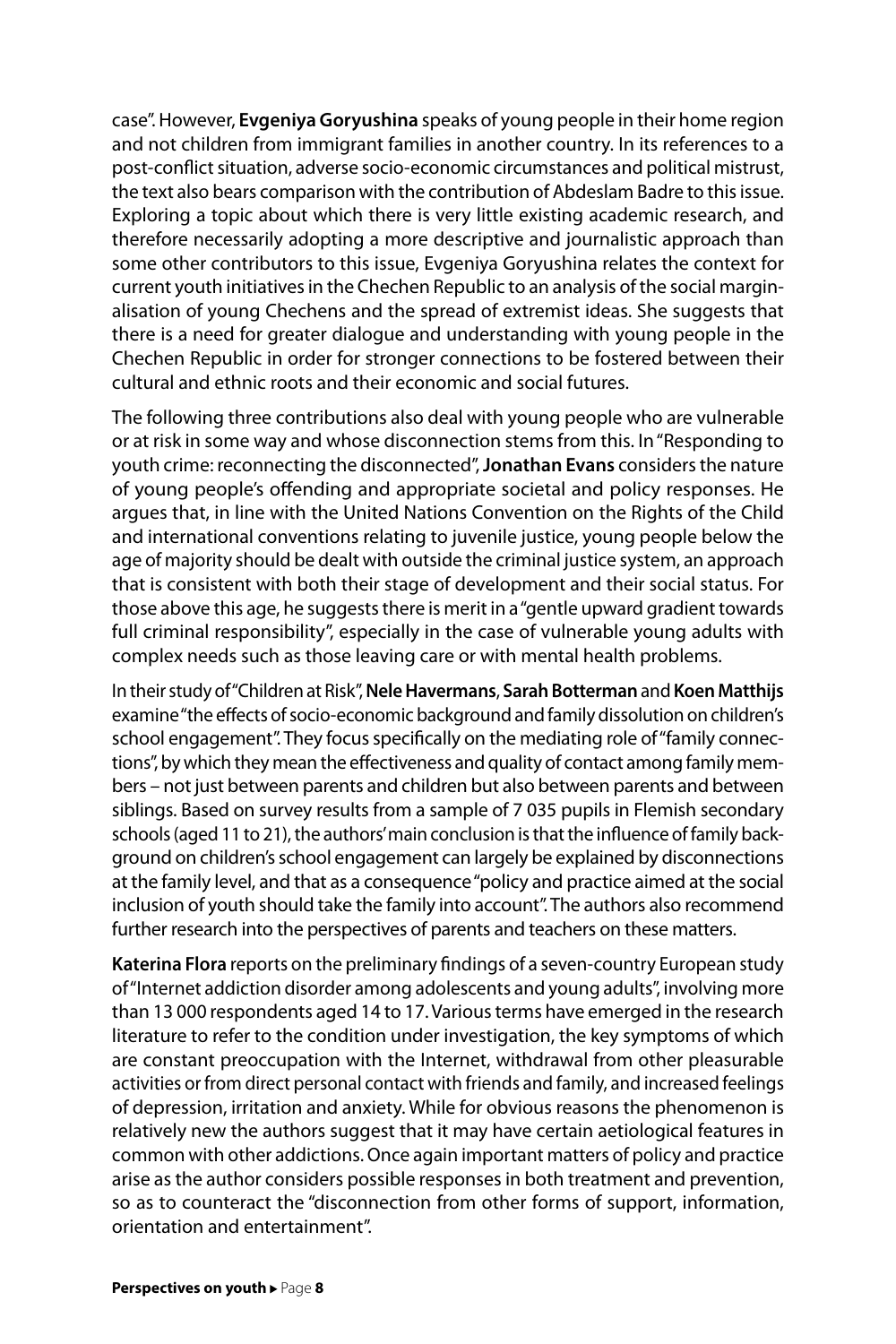case". However, **Evgeniya Goryushina** speaks of young people in their home region and not children from immigrant families in another country. In its references to a post-conflict situation, adverse socio-economic circumstances and political mistrust, the text also bears comparison with the contribution of Abdeslam Badre to this issue. Exploring a topic about which there is very little existing academic research, and therefore necessarily adopting a more descriptive and journalistic approach than some other contributors to this issue, Evgeniya Goryushina relates the context for current youth initiatives in the Chechen Republic to an analysis of the social marginalisation of young Chechens and the spread of extremist ideas. She suggests that there is a need for greater dialogue and understanding with young people in the Chechen Republic in order for stronger connections to be fostered between their cultural and ethnic roots and their economic and social futures.

The following three contributions also deal with young people who are vulnerable or at risk in some way and whose disconnection stems from this. In "Responding to youth crime: reconnecting the disconnected", **Jonathan Evans** considers the nature of young people's offending and appropriate societal and policy responses. He argues that, in line with the United Nations Convention on the Rights of the Child and international conventions relating to juvenile justice, young people below the age of majority should be dealt with outside the criminal justice system, an approach that is consistent with both their stage of development and their social status. For those above this age, he suggests there is merit in a "gentle upward gradient towards full criminal responsibility", especially in the case of vulnerable young adults with complex needs such as those leaving care or with mental health problems.

In their study of "Children at Risk", **Nele Havermans**, **Sarah Botterman** and **Koen Matthijs** examine "the effects of socio-economic background and family dissolution on children's school engagement". They focus specifically on the mediating role of "family connections", by which they mean the effectiveness and quality of contact among family members – not just between parents and children but also between parents and between siblings. Based on survey results from a sample of 7 035 pupils in Flemish secondary schools (aged 11 to 21), the authors' main conclusion is that the influence of family background on children's school engagement can largely be explained by disconnections at the family level, and that as a consequence "policy and practice aimed at the social inclusion of youth should take the family into account". The authors also recommend further research into the perspectives of parents and teachers on these matters.

**Katerina Flora** reports on the preliminary findings of a seven-country European study of "Internet addiction disorder among adolescents and young adults", involving more than 13 000 respondents aged 14 to 17. Various terms have emerged in the research literature to refer to the condition under investigation, the key symptoms of which are constant preoccupation with the Internet, withdrawal from other pleasurable activities or from direct personal contact with friends and family, and increased feelings of depression, irritation and anxiety. While for obvious reasons the phenomenon is relatively new the authors suggest that it may have certain aetiological features in common with other addictions. Once again important matters of policy and practice arise as the author considers possible responses in both treatment and prevention, so as to counteract the "disconnection from other forms of support, information, orientation and entertainment".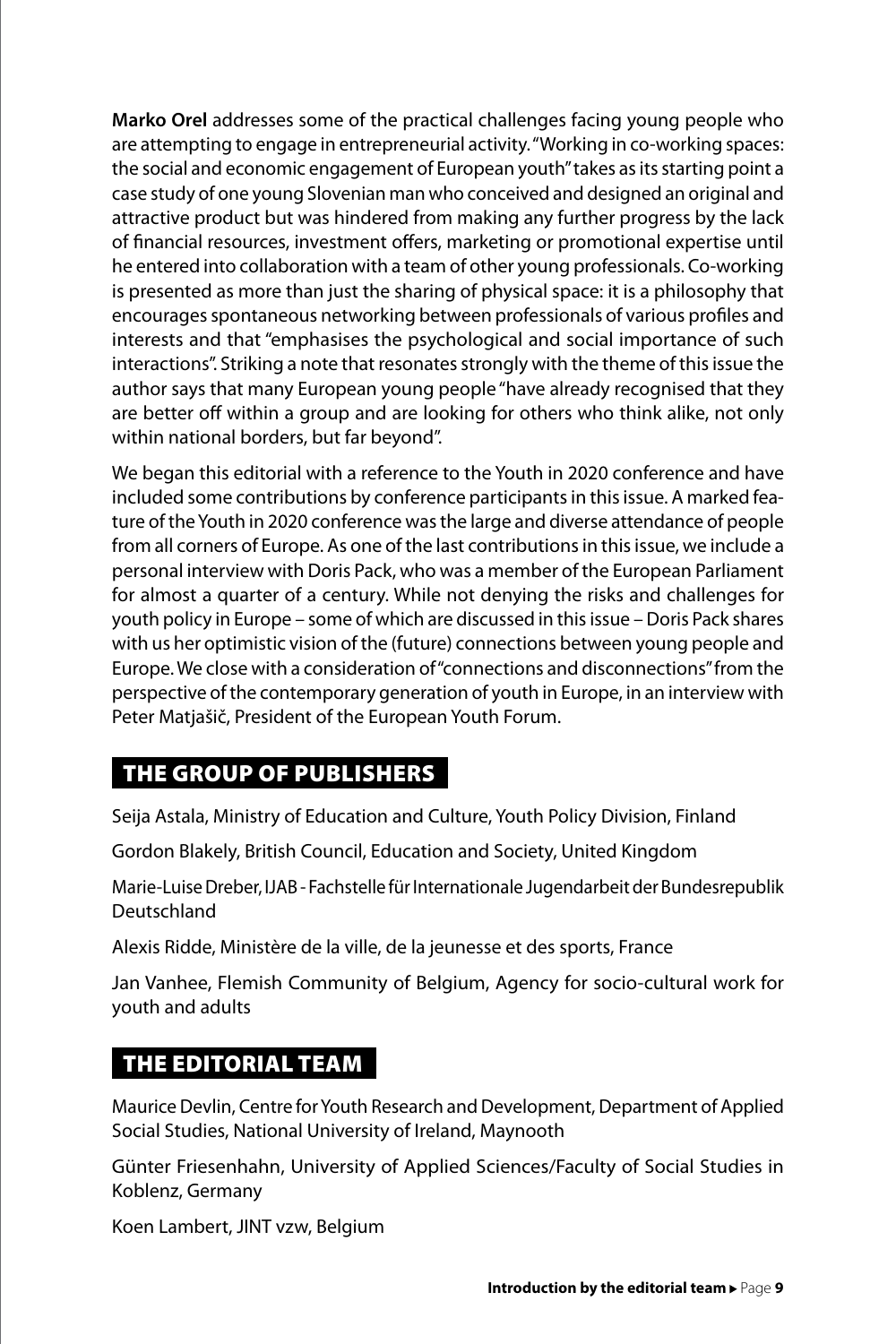**Marko Orel** addresses some of the practical challenges facing young people who are attempting to engage in entrepreneurial activity. "Working in co-working spaces: the social and economic engagement of European youth" takes as its starting point a case study of one young Slovenian man who conceived and designed an original and attractive product but was hindered from making any further progress by the lack of financial resources, investment offers, marketing or promotional expertise until he entered into collaboration with a team of other young professionals. Co-working is presented as more than just the sharing of physical space: it is a philosophy that encourages spontaneous networking between professionals of various profiles and interests and that "emphasises the psychological and social importance of such interactions". Striking a note that resonates strongly with the theme of this issue the author says that many European young people "have already recognised that they are better off within a group and are looking for others who think alike, not only within national borders, but far beyond".

We began this editorial with a reference to the Youth in 2020 conference and have included some contributions by conference participants in this issue. A marked feature of the Youth in 2020 conference was the large and diverse attendance of people from all corners of Europe. As one of the last contributions in this issue, we include a personal interview with Doris Pack, who was a member of the European Parliament for almost a quarter of a century. While not denying the risks and challenges for youth policy in Europe – some of which are discussed in this issue – Doris Pack shares with us her optimistic vision of the (future) connections between young people and Europe. We close with a consideration of "connections and disconnections" from the perspective of the contemporary generation of youth in Europe, in an interview with Peter Matjašič, President of the European Youth Forum.

## THE GROUP OF PUBLISHERS

Seija Astala, Ministry of Education and Culture, Youth Policy Division, Finland

Gordon Blakely, British Council, Education and Society, United Kingdom

Marie-Luise Dreber, IJAB - Fachstelle für Internationale Jugendarbeit der Bundesrepublik Deutschland

Alexis Ridde, Ministère de la ville, de la jeunesse et des sports, France

Jan Vanhee, Flemish Community of Belgium, Agency for socio-cultural work for youth and adults

## THE EDITORIAL TEAM

Maurice Devlin, Centre for Youth Research and Development, Department of Applied Social Studies, National University of Ireland, Maynooth

Günter Friesenhahn, University of Applied Sciences/Faculty of Social Studies in Koblenz, Germany

Koen Lambert, JINT vzw, Belgium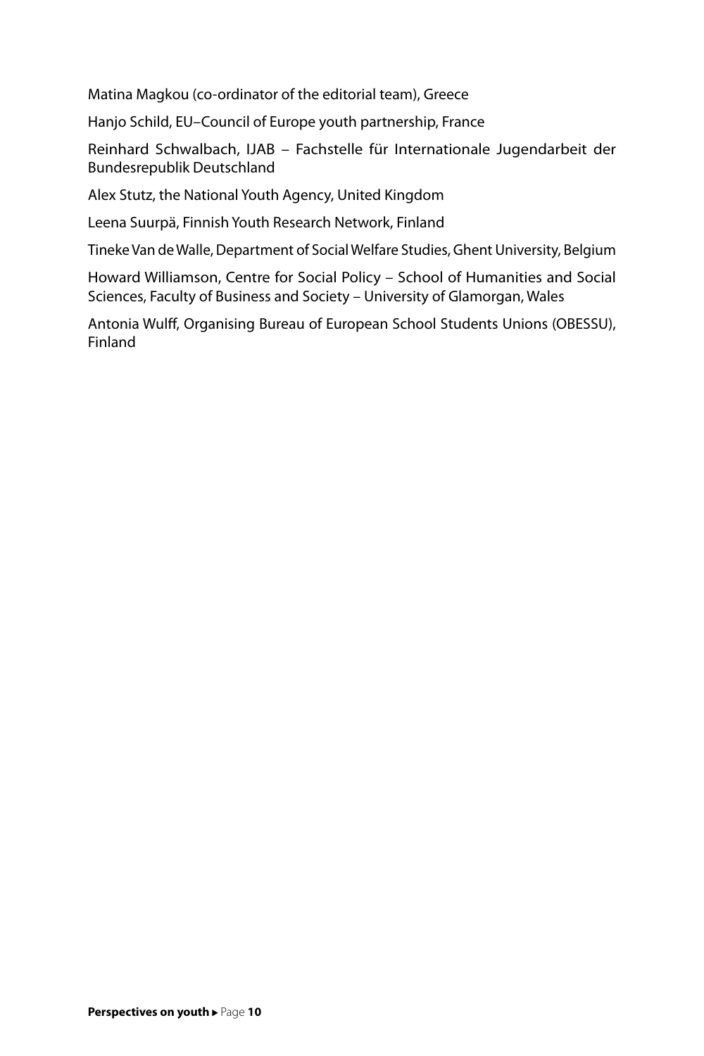Matina Magkou (co-ordinator of the editorial team), Greece

Hanjo Schild, EU–Council of Europe youth partnership, France

Reinhard Schwalbach, IJAB – Fachstelle für Internationale Jugendarbeit der Bundesrepublik Deutschland

Alex Stutz, the National Youth Agency, United Kingdom

Leena Suurpä, Finnish Youth Research Network, Finland

Tineke Van de Walle, Department of Social Welfare Studies, Ghent University, Belgium

Howard Williamson, Centre for Social Policy – School of Humanities and Social Sciences, Faculty of Business and Society – University of Glamorgan, Wales

Antonia Wulff, Organising Bureau of European School Students Unions (OBESSU), Finland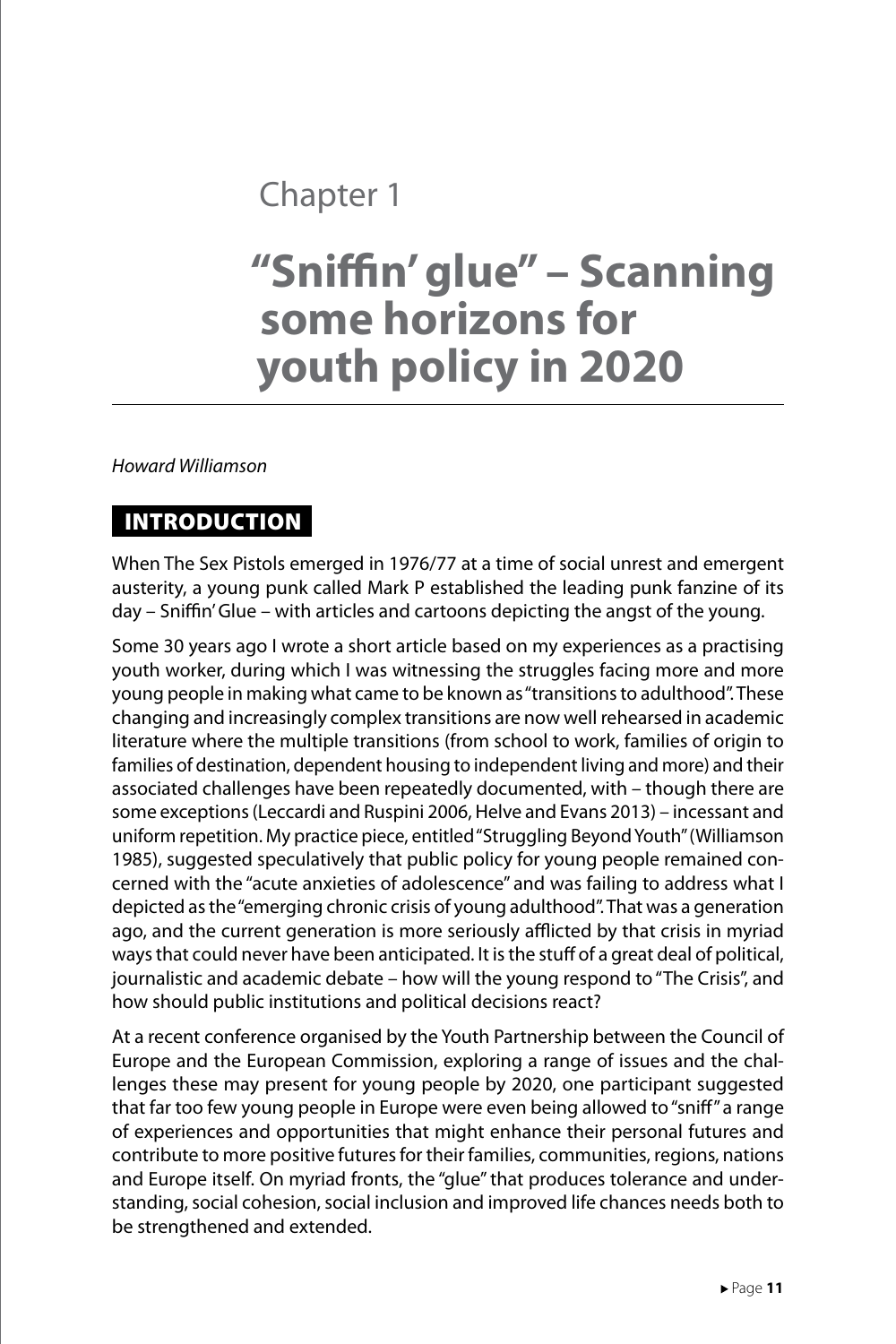Chapter 1

# "Sniffin' glue" – Scanning some horizons for youth policy in 2020

*Howard Williamson*

## INTRODUCTION

When The Sex Pistols emerged in 1976/77 at a time of social unrest and emergent austerity, a young punk called Mark P established the leading punk fanzine of its day – Sniffin' Glue – with articles and cartoons depicting the angst of the young.

Some 30 years ago I wrote a short article based on my experiences as a practising youth worker, during which I was witnessing the struggles facing more and more young people in making what came to be known as "transitions to adulthood". These changing and increasingly complex transitions are now well rehearsed in academic literature where the multiple transitions (from school to work, families of origin to families of destination, dependent housing to independent living and more) and their associated challenges have been repeatedly documented, with – though there are some exceptions (Leccardi and Ruspini 2006, Helve and Evans 2013) – incessant and uniform repetition. My practice piece, entitled "Struggling Beyond Youth" (Williamson 1985), suggested speculatively that public policy for young people remained concerned with the "acute anxieties of adolescence" and was failing to address what I depicted as the "emerging chronic crisis of young adulthood". That was a generation ago, and the current generation is more seriously afflicted by that crisis in myriad ways that could never have been anticipated. It is the stuff of a great deal of political, journalistic and academic debate – how will the young respond to "The Crisis", and how should public institutions and political decisions react?

At a recent conference organised by the Youth Partnership between the Council of Europe and the European Commission, exploring a range of issues and the challenges these may present for young people by 2020, one participant suggested that far too few young people in Europe were even being allowed to "sniff" a range of experiences and opportunities that might enhance their personal futures and contribute to more positive futures for their families, communities, regions, nations and Europe itself. On myriad fronts, the "glue" that produces tolerance and understanding, social cohesion, social inclusion and improved life chances needs both to be strengthened and extended.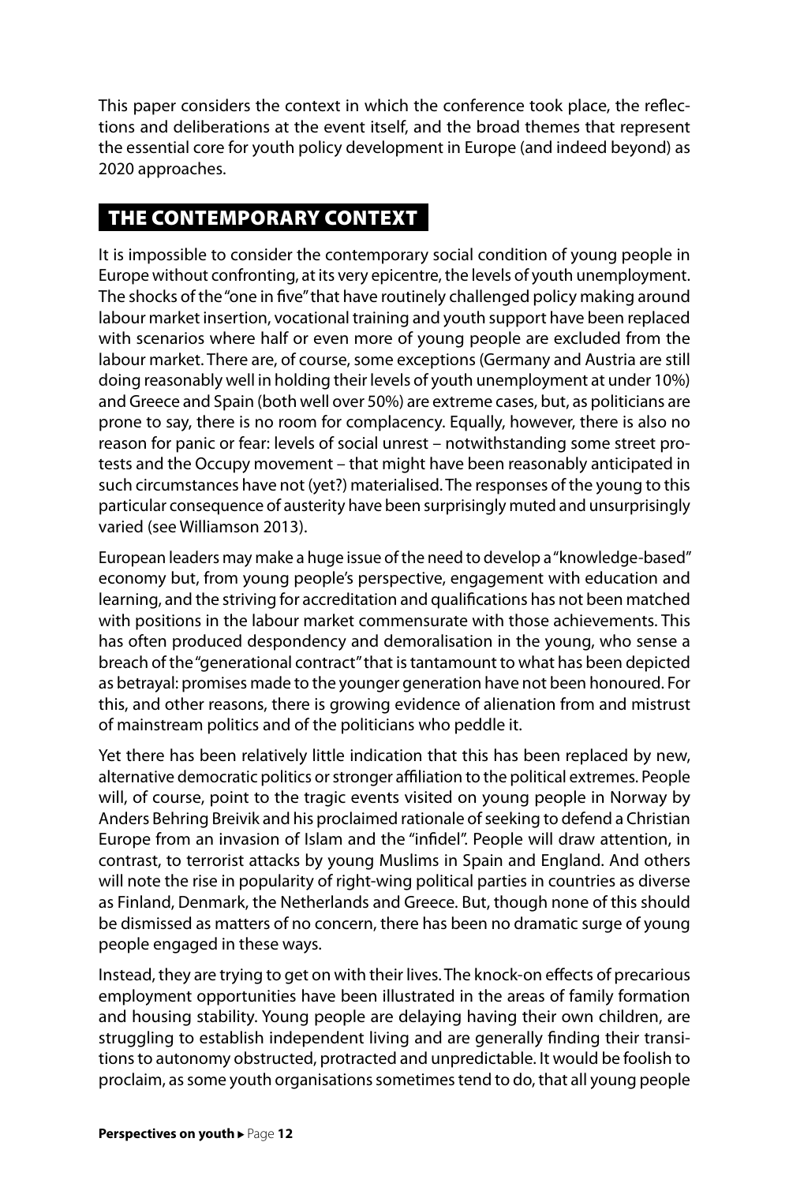This paper considers the context in which the conference took place, the reflections and deliberations at the event itself, and the broad themes that represent the essential core for youth policy development in Europe (and indeed beyond) as 2020 approaches.

## THE CONTEMPORARY CONTEXT

It is impossible to consider the contemporary social condition of young people in Europe without confronting, at its very epicentre, the levels of youth unemployment. The shocks of the "one in five" that have routinely challenged policy making around labour market insertion, vocational training and youth support have been replaced with scenarios where half or even more of young people are excluded from the labour market. There are, of course, some exceptions (Germany and Austria are still doing reasonably well in holding their levels of youth unemployment at under 10%) and Greece and Spain (both well over 50%) are extreme cases, but, as politicians are prone to say, there is no room for complacency. Equally, however, there is also no reason for panic or fear: levels of social unrest – notwithstanding some street protests and the Occupy movement – that might have been reasonably anticipated in such circumstances have not (yet?) materialised. The responses of the young to this particular consequence of austerity have been surprisingly muted and unsurprisingly varied (see Williamson 2013).

European leaders may make a huge issue of the need to develop a "knowledge-based" economy but, from young people's perspective, engagement with education and learning, and the striving for accreditation and qualifications has not been matched with positions in the labour market commensurate with those achievements. This has often produced despondency and demoralisation in the young, who sense a breach of the "generational contract" that is tantamount to what has been depicted as betrayal: promises made to the younger generation have not been honoured. For this, and other reasons, there is growing evidence of alienation from and mistrust of mainstream politics and of the politicians who peddle it.

Yet there has been relatively little indication that this has been replaced by new, alternative democratic politics or stronger affiliation to the political extremes. People will, of course, point to the tragic events visited on young people in Norway by Anders Behring Breivik and his proclaimed rationale of seeking to defend a Christian Europe from an invasion of Islam and the "infidel". People will draw attention, in contrast, to terrorist attacks by young Muslims in Spain and England. And others will note the rise in popularity of right-wing political parties in countries as diverse as Finland, Denmark, the Netherlands and Greece. But, though none of this should be dismissed as matters of no concern, there has been no dramatic surge of young people engaged in these ways.

Instead, they are trying to get on with their lives. The knock-on effects of precarious employment opportunities have been illustrated in the areas of family formation and housing stability. Young people are delaying having their own children, are struggling to establish independent living and are generally finding their transitions to autonomy obstructed, protracted and unpredictable. It would be foolish to proclaim, as some youth organisations sometimes tend to do, that all young people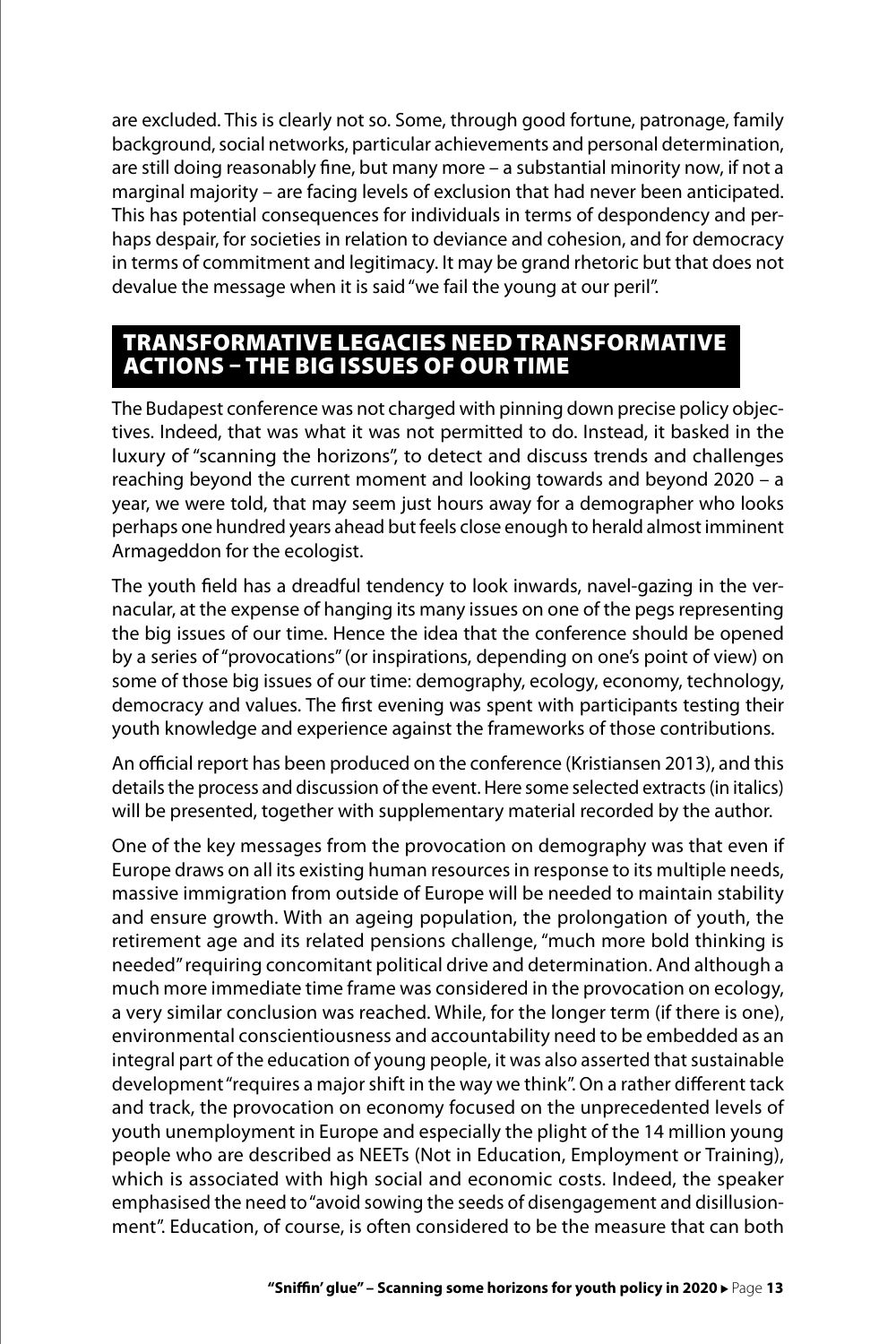are excluded. This is clearly not so. Some, through good fortune, patronage, family background, social networks, particular achievements and personal determination, are still doing reasonably fine, but many more – a substantial minority now, if not a marginal majority – are facing levels of exclusion that had never been anticipated. This has potential consequences for individuals in terms of despondency and perhaps despair, for societies in relation to deviance and cohesion, and for democracy in terms of commitment and legitimacy. It may be grand rhetoric but that does not devalue the message when it is said "we fail the young at our peril".

## TRANSFORMATIVE LEGACIES NEED TRANSFORMATIVE ACTIONS – THE BIG ISSUES OF OUR TIME

The Budapest conference was not charged with pinning down precise policy objectives. Indeed, that was what it was not permitted to do. Instead, it basked in the luxury of "scanning the horizons", to detect and discuss trends and challenges reaching beyond the current moment and looking towards and beyond 2020 – a year, we were told, that may seem just hours away for a demographer who looks perhaps one hundred years ahead but feels close enough to herald almost imminent Armageddon for the ecologist.

The youth field has a dreadful tendency to look inwards, navel-gazing in the vernacular, at the expense of hanging its many issues on one of the pegs representing the big issues of our time. Hence the idea that the conference should be opened by a series of "provocations" (or inspirations, depending on one's point of view) on some of those big issues of our time: demography, ecology, economy, technology, democracy and values. The first evening was spent with participants testing their youth knowledge and experience against the frameworks of those contributions.

An official report has been produced on the conference (Kristiansen 2013), and this details the process and discussion of the event. Here some selected extracts (in italics) will be presented, together with supplementary material recorded by the author.

One of the key messages from the provocation on demography was that even if Europe draws on all its existing human resources in response to its multiple needs, massive immigration from outside of Europe will be needed to maintain stability and ensure growth. With an ageing population, the prolongation of youth, the retirement age and its related pensions challenge, "much more bold thinking is needed" requiring concomitant political drive and determination. And although a much more immediate time frame was considered in the provocation on ecology, a very similar conclusion was reached. While, for the longer term (if there is one), environmental conscientiousness and accountability need to be embedded as an integral part of the education of young people, it was also asserted that sustainable development "requires a major shift in the way we think". On a rather different tack and track, the provocation on economy focused on the unprecedented levels of youth unemployment in Europe and especially the plight of the 14 million young people who are described as NEETs (Not in Education, Employment or Training), which is associated with high social and economic costs. Indeed, the speaker emphasised the need to "avoid sowing the seeds of disengagement and disillusionment". Education, of course, is often considered to be the measure that can both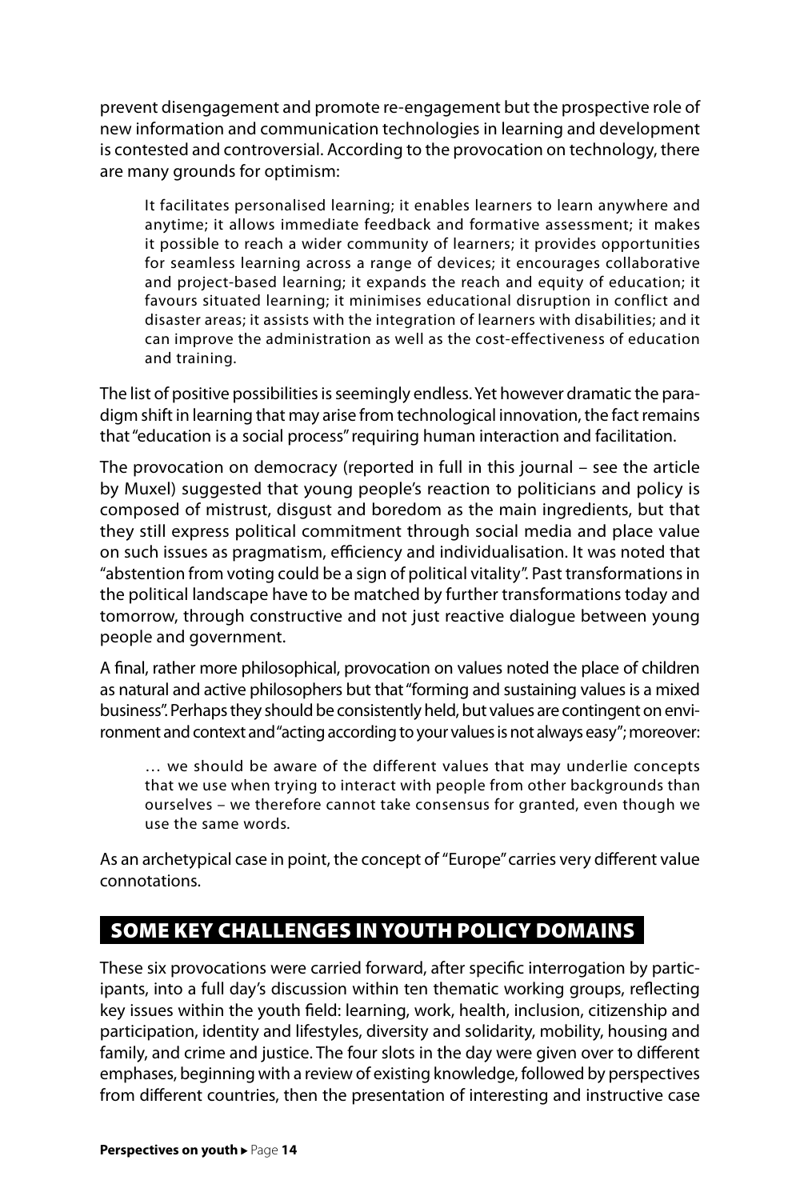prevent disengagement and promote re-engagement but the prospective role of new information and communication technologies in learning and development is contested and controversial. According to the provocation on technology, there are many grounds for optimism:

> It facilitates personalised learning; it enables learners to learn anywhere and anytime; it allows immediate feedback and formative assessment; it makes it possible to reach a wider community of learners; it provides opportunities for seamless learning across a range of devices; it encourages collaborative and project-based learning; it expands the reach and equity of education; it favours situated learning; it minimises educational disruption in conflict and disaster areas; it assists with the integration of learners with disabilities; and it can improve the administration as well as the cost-effectiveness of education and training.

The list of positive possibilities is seemingly endless. Yet however dramatic the paradigm shift in learning that may arise from technological innovation, the fact remains that "education is a social process" requiring human interaction and facilitation.

The provocation on democracy (reported in full in this journal – see the article by Muxel) suggested that young people's reaction to politicians and policy is composed of mistrust, disgust and boredom as the main ingredients, but that they still express political commitment through social media and place value on such issues as pragmatism, efficiency and individualisation. It was noted that "abstention from voting could be a sign of political vitality". Past transformations in the political landscape have to be matched by further transformations today and tomorrow, through constructive and not just reactive dialogue between young people and government.

A final, rather more philosophical, provocation on values noted the place of children as natural and active philosophers but that "forming and sustaining values is a mixed business". Perhaps they should be consistently held, but values are contingent on environment and context and "acting according to your values is not always easy"; moreover:

> … we should be aware of the different values that may underlie concepts that we use when trying to interact with people from other backgrounds than ourselves – we therefore cannot take consensus for granted, even though we use the same words.

As an archetypical case in point, the concept of "Europe" carries very different value connotations.

## SOME KEY CHALLENGES IN YOUTH POLICY DOMAINS

These six provocations were carried forward, after specific interrogation by participants, into a full day's discussion within ten thematic working groups, reflecting key issues within the youth field: learning, work, health, inclusion, citizenship and participation, identity and lifestyles, diversity and solidarity, mobility, housing and family, and crime and justice. The four slots in the day were given over to different emphases, beginning with a review of existing knowledge, followed by perspectives from different countries, then the presentation of interesting and instructive case